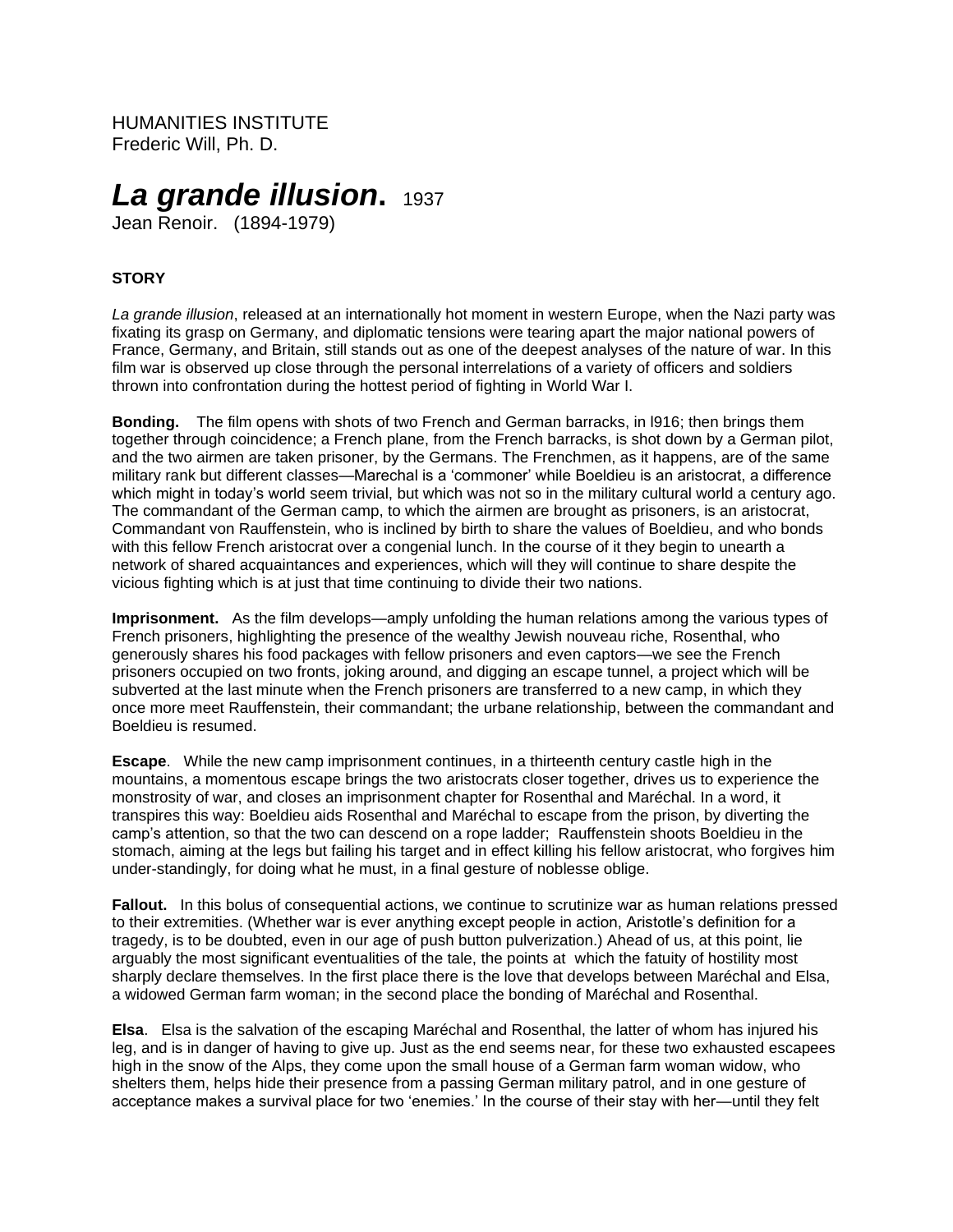HUMANITIES INSTITUTE
Frederic Will, Ph. D.

# *La grande illusion*. 1937

Jean Renoir. (1894-1979)

**STORY**

*La grande illusion*, released at an internationally hot moment in western Europe, when the Nazi party was fixating its grasp on Germany, and diplomatic tensions were tearing apart the major national powers of France, Germany, and Britain, still stands out as one of the deepest analyses of the nature of war. In this film war is observed up close through the personal interrelations of a variety of officers and soldiers thrown into confrontation during the hottest period of fighting in World War I.

**Bonding.** The film opens with shots of two French and German barracks, in l916; then brings them together through coincidence; a French plane, from the French barracks, is shot down by a German pilot, and the two airmen are taken prisoner, by the Germans. The Frenchmen, as it happens, are of the same military rank but different classes—Marechal is a 'commoner' while Boeldieu is an aristocrat, a difference which might in today's world seem trivial, but which was not so in the military cultural world a century ago. The commandant of the German camp, to which the airmen are brought as prisoners, is an aristocrat, Commandant von Rauffenstein, who is inclined by birth to share the values of Boeldieu, and who bonds with this fellow French aristocrat over a congenial lunch. In the course of it they begin to unearth a network of shared acquaintances and experiences, which will they will continue to share despite the vicious fighting which is at just that time continuing to divide their two nations.

**Imprisonment.** As the film develops—amply unfolding the human relations among the various types of French prisoners, highlighting the presence of the wealthy Jewish nouveau riche, Rosenthal, who generously shares his food packages with fellow prisoners and even captors—we see the French prisoners occupied on two fronts, joking around, and digging an escape tunnel, a project which will be subverted at the last minute when the French prisoners are transferred to a new camp, in which they once more meet Rauffenstein, their commandant; the urbane relationship, between the commandant and Boeldieu is resumed.

**Escape**. While the new camp imprisonment continues, in a thirteenth century castle high in the mountains, a momentous escape brings the two aristocrats closer together, drives us to experience the monstrosity of war, and closes an imprisonment chapter for Rosenthal and Maréchal. In a word, it transpires this way: Boeldieu aids Rosenthal and Maréchal to escape from the prison, by diverting the camp's attention, so that the two can descend on a rope ladder; Rauffenstein shoots Boeldieu in the stomach, aiming at the legs but failing his target and in effect killing his fellow aristocrat, who forgives him under-standingly, for doing what he must, in a final gesture of noblesse oblige.

**Fallout.** In this bolus of consequential actions, we continue to scrutinize war as human relations pressed to their extremities. (Whether war is ever anything except people in action, Aristotle's definition for a tragedy, is to be doubted, even in our age of push button pulverization.) Ahead of us, at this point, lie arguably the most significant eventualities of the tale, the points at which the fatuity of hostility most sharply declare themselves. In the first place there is the love that develops between Maréchal and Elsa, a widowed German farm woman; in the second place the bonding of Maréchal and Rosenthal.

**Elsa**. Elsa is the salvation of the escaping Maréchal and Rosenthal, the latter of whom has injured his leg, and is in danger of having to give up. Just as the end seems near, for these two exhausted escapees high in the snow of the Alps, they come upon the small house of a German farm woman widow, who shelters them, helps hide their presence from a passing German military patrol, and in one gesture of acceptance makes a survival place for two 'enemies.' In the course of their stay with her—until they felt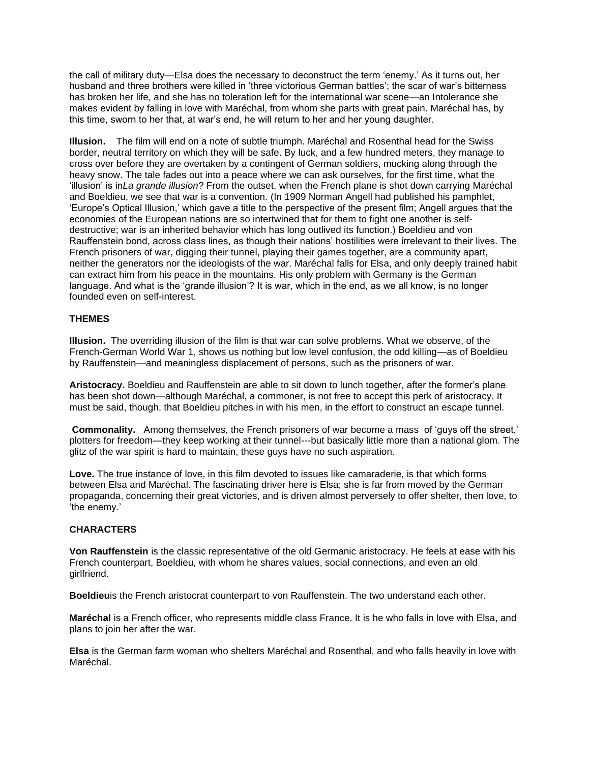the call of military duty—Elsa does the necessary to deconstruct the term 'enemy.' As it turns out, her husband and three brothers were killed in 'three victorious German battles'; the scar of war's bitterness has broken her life, and she has no toleration left for the international war scene—an Intolerance she makes evident by falling in love with Maréchal, from whom she parts with great pain. Maréchal has, by this time, sworn to her that, at war's end, he will return to her and her young daughter.

**Illusion.** The film will end on a note of subtle triumph. Maréchal and Rosenthal head for the Swiss border, neutral territory on which they will be safe. By luck, and a few hundred meters, they manage to cross over before they are overtaken by a contingent of German soldiers, mucking along through the heavy snow. The tale fades out into a peace where we can ask ourselves, for the first time, what the 'illusion' is in*La grande illusion*? From the outset, when the French plane is shot down carrying Maréchal and Boeldieu, we see that war is a convention. (In 1909 Norman Angell had published his pamphlet, 'Europe's Optical Illusion,' which gave a title to the perspective of the present film; Angell argues that the economies of the European nations are so intertwined that for them to fight one another is self-destructive; war is an inherited behavior which has long outlived its function.) Boeldieu and von Rauffenstein bond, across class lines, as though their nations' hostilities were irrelevant to their lives. The French prisoners of war, digging their tunnel, playing their games together, are a community apart, neither the generators nor the ideologists of the war. Maréchal falls for Elsa, and only deeply trained habit can extract him from his peace in the mountains. His only problem with Germany is the German language. And what is the 'grande illusion'? It is war, which in the end, as we all know, is no longer founded even on self-interest.

## THEMES

**Illusion.** The overriding illusion of the film is that war can solve problems. What we observe, of the French-German World War 1, shows us nothing but low level confusion, the odd killing—as of Boeldieu by Rauffenstein—and meaningless displacement of persons, such as the prisoners of war.

**Aristocracy.** Boeldieu and Rauffenstein are able to sit down to lunch together, after the former's plane has been shot down—although Maréchal, a commoner, is not free to accept this perk of aristocracy. It must be said, though, that Boeldieu pitches in with his men, in the effort to construct an escape tunnel.

**Commonality.** Among themselves, the French prisoners of war become a mass of 'guys off the street,' plotters for freedom—they keep working at their tunnel---but basically little more than a national glom. The glitz of the war spirit is hard to maintain, these guys have no such aspiration.

**Love.** The true instance of love, in this film devoted to issues like camaraderie, is that which forms between Elsa and Maréchal. The fascinating driver here is Elsa; she is far from moved by the German propaganda, concerning their great victories, and is driven almost perversely to offer shelter, then love, to 'the enemy.'

## CHARACTERS

**Von Rauffenstein** is the classic representative of the old Germanic aristocracy. He feels at ease with his French counterpart, Boeldieu, with whom he shares values, social connections, and even an old girlfriend.

**Boeldieu**is the French aristocrat counterpart to von Rauffenstein. The two understand each other.

**Maréchal** is a French officer, who represents middle class France. It is he who falls in love with Elsa, and plans to join her after the war.

**Elsa** is the German farm woman who shelters Maréchal and Rosenthal, and who falls heavily in love with Maréchal.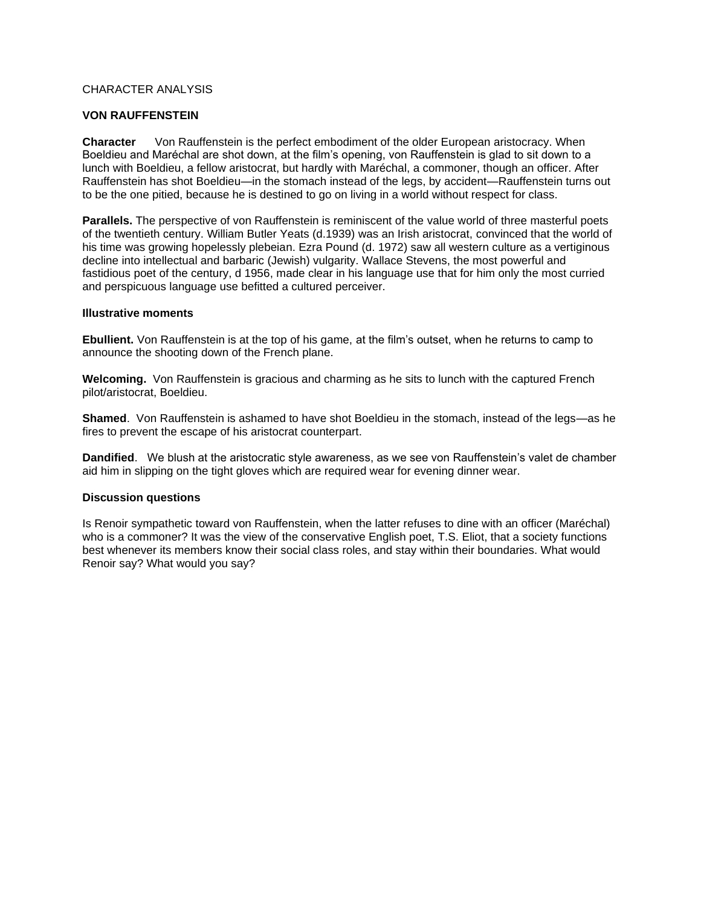CHARACTER ANALYSIS

**VON RAUFFENSTEIN**

**Character** Von Rauffenstein is the perfect embodiment of the older European aristocracy. When Boeldieu and Maréchal are shot down, at the film's opening, von Rauffenstein is glad to sit down to a lunch with Boeldieu, a fellow aristocrat, but hardly with Maréchal, a commoner, though an officer. After Rauffenstein has shot Boeldieu—in the stomach instead of the legs, by accident—Rauffenstein turns out to be the one pitied, because he is destined to go on living in a world without respect for class.

**Parallels.** The perspective of von Rauffenstein is reminiscent of the value world of three masterful poets of the twentieth century. William Butler Yeats (d.1939) was an Irish aristocrat, convinced that the world of his time was growing hopelessly plebeian. Ezra Pound (d. 1972) saw all western culture as a vertiginous decline into intellectual and barbaric (Jewish) vulgarity. Wallace Stevens, the most powerful and fastidious poet of the century, d 1956, made clear in his language use that for him only the most curried and perspicuous language use befitted a cultured perceiver.

**Illustrative moments**

**Ebullient.** Von Rauffenstein is at the top of his game, at the film's outset, when he returns to camp to announce the shooting down of the French plane.

**Welcoming.** Von Rauffenstein is gracious and charming as he sits to lunch with the captured French pilot/aristocrat, Boeldieu.

**Shamed**. Von Rauffenstein is ashamed to have shot Boeldieu in the stomach, instead of the legs—as he fires to prevent the escape of his aristocrat counterpart.

**Dandified**. We blush at the aristocratic style awareness, as we see von Rauffenstein's valet de chamber aid him in slipping on the tight gloves which are required wear for evening dinner wear.

**Discussion questions**

Is Renoir sympathetic toward von Rauffenstein, when the latter refuses to dine with an officer (Maréchal) who is a commoner? It was the view of the conservative English poet, T.S. Eliot, that a society functions best whenever its members know their social class roles, and stay within their boundaries. What would Renoir say? What would you say?